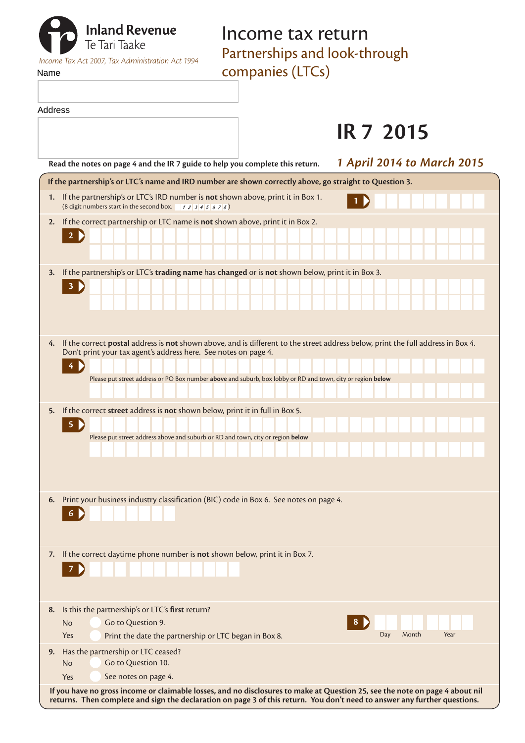**Inland Revenue**
Te Tari Taake

*Income Tax Act 2007, Tax Administration Act 1994*

# Income tax return

## Partnerships and look-through companies (LTCs)

# IR 7 2015

*1 April 2014 to March 2015*

Name

Address

**Read the notes on page 4 and the IR 7 guide to help you complete this return.**

**If the partnership's or LTC's name and IRD number are shown correctly above, go straight to Question 3.**

1. If the partnership's or LTC's IRD number is **not** shown above, print it in Box 1.
   (8 digit numbers start in the second box. 1 2 3 4 5 6 7 8)

   **1**

2. If the correct partnership or LTC name is **not** shown above, print it in Box 2.

   **2**

3. If the partnership's or LTC's **trading name** has **changed** or is **not** shown below, print it in Box 3.

   **3**

4. If the correct **postal** address is **not** shown above, and is different to the street address below, print the full address in Box 4. Don't print your tax agent's address here. See notes on page 4.

   **4**

   Please put street address or PO Box number **above** and suburb, box lobby or RD and town, city or region **below**

5. If the correct **street** address is **not** shown below, print it in full in Box 5.

   **5**

   Please put street address above and suburb or RD and town, city or region **below**

6. Print your business industry classification (BIC) code in Box 6. See notes on page 4.

   **6**

7. If the correct daytime phone number is **not** shown below, print it in Box 7.

   **7**

8. Is this the partnership's or LTC's **first** return?

   No — Go to Question 9.

   Yes — Print the date the partnership or LTC began in Box 8.

   **8** Day Month Year

9. Has the partnership or LTC ceased?

   No — Go to Question 10.

   Yes — See notes on page 4.

**If you have no gross income or claimable losses, and no disclosures to make at Question 25, see the note on page 4 about nil returns. Then complete and sign the declaration on page 3 of this return. You don't need to answer any further questions.**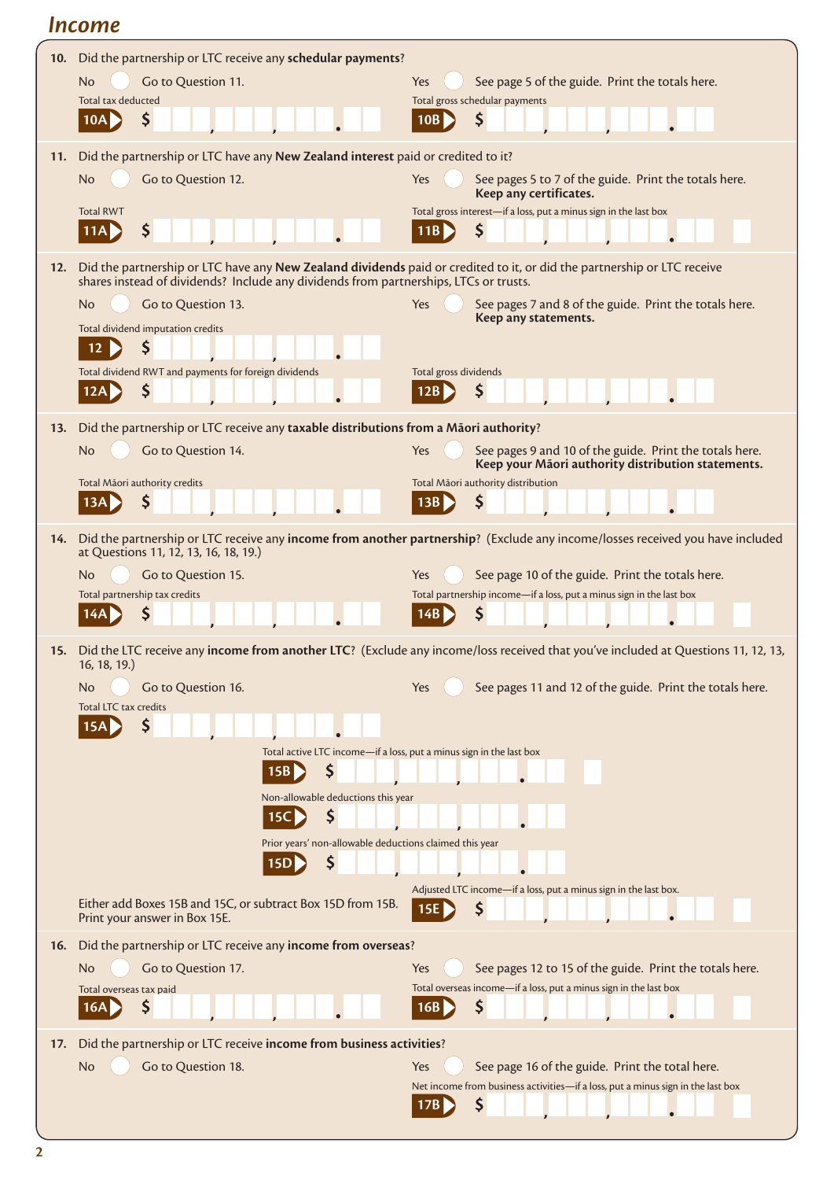## Income

**10.** Did the partnership or LTC receive any **schedular payments**?

No ◯ Go to Question 11.

Yes ◯ See page 5 of the guide. Print the totals here.

Total tax deducted **10A** $ , , .

Total gross schedular payments **10B** $ , , .

**11.** Did the partnership or LTC have any **New Zealand interest** paid or credited to it?

No ◯ Go to Question 12.

Yes ◯ See pages 5 to 7 of the guide. Print the totals here. **Keep any certificates.**

Total RWT **11A** $ , , .

Total gross interest—if a loss, put a minus sign in the last box **11B** $ , , .

**12.** Did the partnership or LTC have any **New Zealand dividends** paid or credited to it, or did the partnership or LTC receive shares instead of dividends? Include any dividends from partnerships, LTCs or trusts.

No ◯ Go to Question 13.

Yes ◯ See pages 7 and 8 of the guide. Print the totals here. **Keep any statements.**

Total dividend imputation credits **12** $ , , .

Total dividend RWT and payments for foreign dividends **12A** $ , , .

Total gross dividends **12B** $ , , .

**13.** Did the partnership or LTC receive any **taxable distributions from a Māori authority**?

No ◯ Go to Question 14.

Yes ◯ See pages 9 and 10 of the guide. Print the totals here. **Keep your Māori authority distribution statements.**

Total Māori authority credits **13A** $ , , .

Total Māori authority distribution **13B** $ , , .

**14.** Did the partnership or LTC receive any **income from another partnership**? (Exclude any income/losses received you have included at Questions 11, 12, 13, 16, 18, 19.)

No ◯ Go to Question 15.

Yes ◯ See page 10 of the guide. Print the totals here.

Total partnership tax credits **14A** $ , , .

Total partnership income—if a loss, put a minus sign in the last box **14B** $ , , .

**15.** Did the LTC receive any **income from another LTC**? (Exclude any income/loss received that you've included at Questions 11, 12, 13, 16, 18, 19.)

No ◯ Go to Question 16.

Yes ◯ See pages 11 and 12 of the guide. Print the totals here.

Total LTC tax credits **15A** $ , , .

Total active LTC income—if a loss, put a minus sign in the last box **15B** $ , , .

Non-allowable deductions this year **15C** $ , , .

Prior years' non-allowable deductions claimed this year **15D** $ , , .

Either add Boxes 15B and 15C, or subtract Box 15D from 15B. Print your answer in Box 15E.

Adjusted LTC income—if a loss, put a minus sign in the last box. **15E** $ , , .

**16.** Did the partnership or LTC receive any **income from overseas**?

No ◯ Go to Question 17.

Yes ◯ See pages 12 to 15 of the guide. Print the totals here.

Total overseas tax paid **16A** $ , , .

Total overseas income—if a loss, put a minus sign in the last box **16B** $ , , .

**17.** Did the partnership or LTC receive **income from business activities**?

No ◯ Go to Question 18.

Yes ◯ See page 16 of the guide. Print the total here.

Net income from business activities—if a loss, put a minus sign in the last box **17B** $ , , .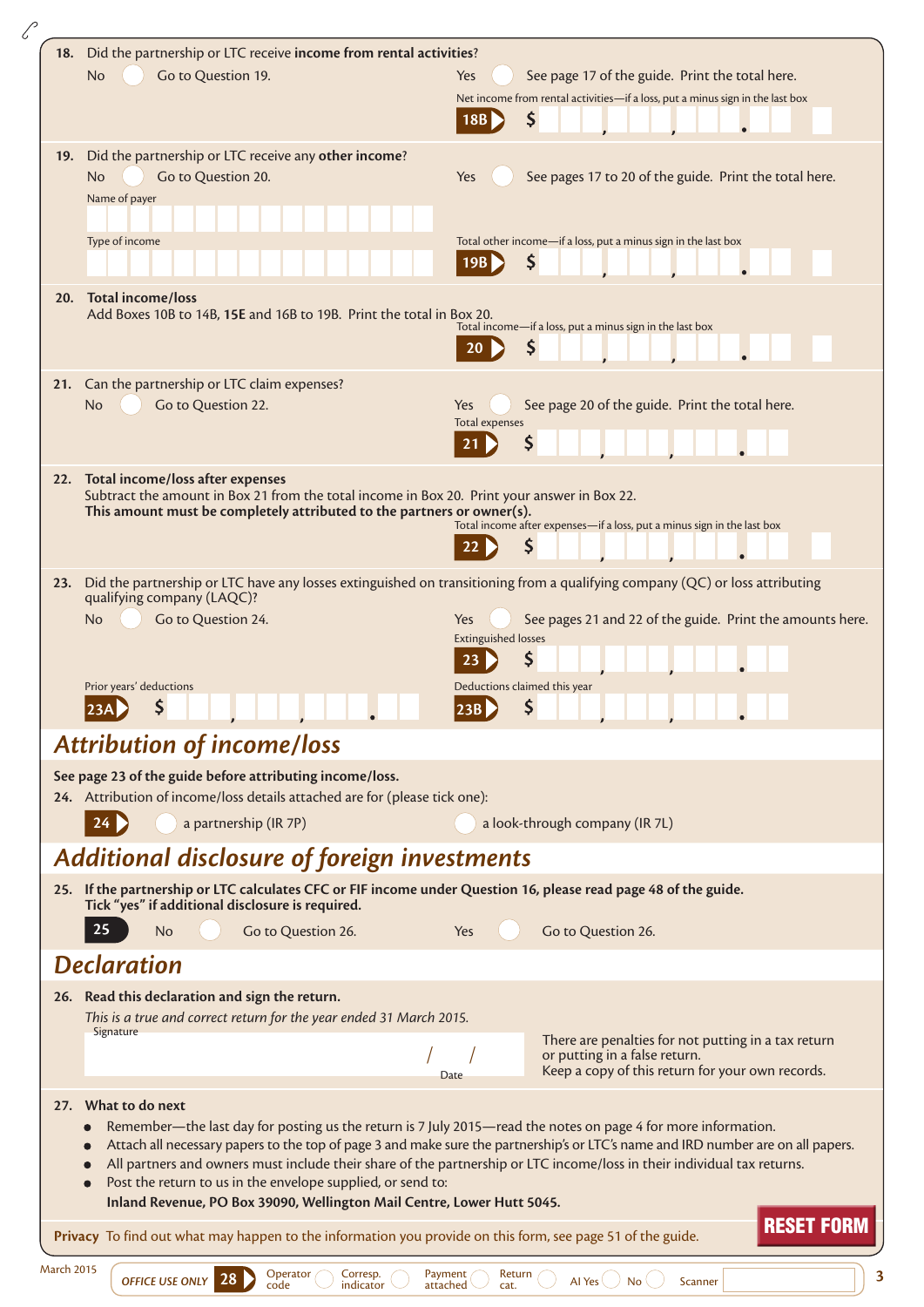**18.** Did the partnership or LTC receive **income from rental activities**?

No ◯ Go to Question 19.

Yes ◯ See page 17 of the guide. Print the total here.

Net income from rental activities—if a loss, put a minus sign in the last box

**18B** $ ___,___,___.__ 

**19.** Did the partnership or LTC receive any **other income**?

No ◯ Go to Question 20.

Yes ◯ See pages 17 to 20 of the guide. Print the total here.

Name of payer

Type of income

Total other income—if a loss, put a minus sign in the last box

**19B** $ ___,___,___.__ 

**20. Total income/loss**

Add Boxes 10B to 14B, **15E** and 16B to 19B. Print the total in Box 20.

Total income—if a loss, put a minus sign in the last box

**20** $ ___,___,___.__ 

**21.** Can the partnership or LTC claim expenses?

No ◯ Go to Question 22.

Yes ◯ See page 20 of the guide. Print the total here.

Total expenses

**21** $ ___,___,___.__

**22. Total income/loss after expenses**

Subtract the amount in Box 21 from the total income in Box 20. Print your answer in Box 22.

**This amount must be completely attributed to the partners or owner(s).**

Total income after expenses—if a loss, put a minus sign in the last box

**22** $ ___,___,___.__ 

**23.** Did the partnership or LTC have any losses extinguished on transitioning from a qualifying company (QC) or loss attributing qualifying company (LAQC)?

No ◯ Go to Question 24.

Yes ◯ See pages 21 and 22 of the guide. Print the amounts here.

Extinguished losses

**23** $ ___,___,___.__

Prior years' deductions

**23A** $ ___,___,___.__

Deductions claimed this year

**23B** $ ___,___,___.__

## *Attribution of income/loss*

**See page 23 of the guide before attributing income/loss.**

**24.** Attribution of income/loss details attached are for (please tick one):

**24** ◯ a partnership (IR 7P) ◯ a look-through company (IR 7L)

## *Additional disclosure of foreign investments*

**25. If the partnership or LTC calculates CFC or FIF income under Question 16, please read page 48 of the guide. Tick "yes" if additional disclosure is required.**

**25** No ◯ Go to Question 26. Yes ◯ Go to Question 26.

## *Declaration*

**26. Read this declaration and sign the return.**

*This is a true and correct return for the year ended 31 March 2015.*

Signature

Date &nbsp;&nbsp; / &nbsp;&nbsp; /

There are penalties for not putting in a tax return or putting in a false return.
Keep a copy of this return for your own records.

**27. What to do next**

- Remember—the last day for posting us the return is 7 July 2015—read the notes on page 4 for more information.
- Attach all necessary papers to the top of page 3 and make sure the partnership's or LTC's name and IRD number are on all papers.
- All partners and owners must include their share of the partnership or LTC income/loss in their individual tax returns.
- Post the return to us in the envelope supplied, or send to:
  **Inland Revenue, PO Box 39090, Wellington Mail Centre, Lower Hutt 5045.**

**Privacy** To find out what may happen to the information you provide on this form, see page 51 of the guide.

**RESET FORM**

March 2015

*OFFICE USE ONLY* **28** Operator code ◯ Corresp. indicator ◯ Payment attached ◯ Return cat. ◯ AI Yes ◯ No ◯ Scanner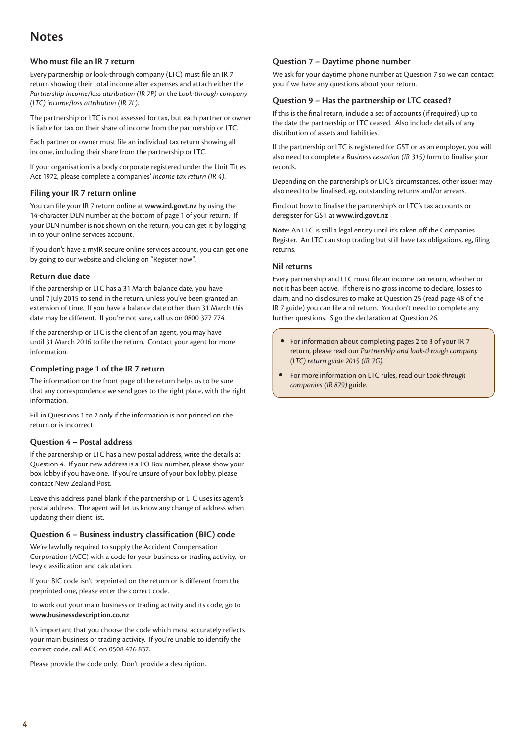# Notes

### Who must file an IR 7 return

Every partnership or look-through company (LTC) must file an IR 7 return showing their total income after expenses and attach either the *Partnership income/loss attribution (IR 7P)* or the *Look-through company (LTC) income/loss attribution (IR 7L)*.

The partnership or LTC is not assessed for tax, but each partner or owner is liable for tax on their share of income from the partnership or LTC.

Each partner or owner must file an individual tax return showing all income, including their share from the partnership or LTC.

If your organisation is a body corporate registered under the Unit Titles Act 1972, please complete a companies' *Income tax return (IR 4)*.

### Filing your IR 7 return online

You can file your IR 7 return online at **www.ird.govt.nz** by using the 14-character DLN number at the bottom of page 1 of your return. If your DLN number is not shown on the return, you can get it by logging in to your online services account.

If you don't have a myIR secure online services account, you can get one by going to our website and clicking on "Register now".

### Return due date

If the partnership or LTC has a 31 March balance date, you have until 7 July 2015 to send in the return, unless you've been granted an extension of time. If you have a balance date other than 31 March this date may be different. If you're not sure, call us on 0800 377 774.

If the partnership or LTC is the client of an agent, you may have until 31 March 2016 to file the return. Contact your agent for more information.

### Completing page 1 of the IR 7 return

The information on the front page of the return helps us to be sure that any correspondence we send goes to the right place, with the right information.

Fill in Questions 1 to 7 only if the information is not printed on the return or is incorrect.

### Question 4 – Postal address

If the partnership or LTC has a new postal address, write the details at Question 4. If your new address is a PO Box number, please show your box lobby if you have one. If you're unsure of your box lobby, please contact New Zealand Post.

Leave this address panel blank if the partnership or LTC uses its agent's postal address. The agent will let us know any change of address when updating their client list.

### Question 6 – Business industry classification (BIC) code

We're lawfully required to supply the Accident Compensation Corporation (ACC) with a code for your business or trading activity, for levy classification and calculation.

If your BIC code isn't preprinted on the return or is different from the preprinted one, please enter the correct code.

To work out your main business or trading activity and its code, go to **www.businessdescription.co.nz**

It's important that you choose the code which most accurately reflects your main business or trading activity. If you're unable to identify the correct code, call ACC on 0508 426 837.

Please provide the code only. Don't provide a description.

### Question 7 – Daytime phone number

We ask for your daytime phone number at Question 7 so we can contact you if we have any questions about your return.

### Question 9 – Has the partnership or LTC ceased?

If this is the final return, include a set of accounts (if required) up to the date the partnership or LTC ceased. Also include details of any distribution of assets and liabilities.

If the partnership or LTC is registered for GST or as an employer, you will also need to complete a *Business cessation (IR 315)* form to finalise your records.

Depending on the partnership's or LTC's circumstances, other issues may also need to be finalised, eg, outstanding returns and/or arrears.

Find out how to finalise the partnership's or LTC's tax accounts or deregister for GST at **www.ird.govt.nz**

**Note:** An LTC is still a legal entity until it's taken off the Companies Register. An LTC can stop trading but still have tax obligations, eg, filing returns.

### Nil returns

Every partnership and LTC must file an income tax return, whether or not it has been active. If there is no gross income to declare, losses to claim, and no disclosures to make at Question 25 (read page 48 of the IR 7 guide) you can file a nil return. You don't need to complete any further questions. Sign the declaration at Question 26.

- For information about completing pages 2 to 3 of your IR 7 return, please read our *Partnership and look-through company (LTC) return guide 2015 (IR 7G)*.
- For more information on LTC rules, read our *Look-through companies (IR 879)* guide.